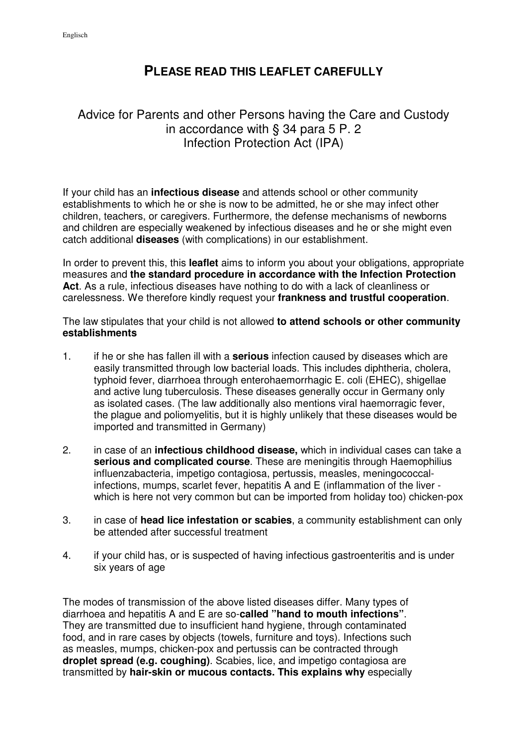Englisch

# PLEASE READ THIS LEAFLET CAREFULLY

## Advice for Parents and other Persons having the Care and Custody in accordance with § 34 para 5 P. 2 Infection Protection Act (IPA)

If your child has an **infectious disease** and attends school or other community establishments to which he or she is now to be admitted, he or she may infect other children, teachers, or caregivers. Furthermore, the defense mechanisms of newborns and children are especially weakened by infectious diseases and he or she might even catch additional **diseases** (with complications) in our establishment.

In order to prevent this, this **leaflet** aims to inform you about your obligations, appropriate measures and **the standard procedure in accordance with the Infection Protection Act**. As a rule, infectious diseases have nothing to do with a lack of cleanliness or carelessness. We therefore kindly request your **frankness and trustful cooperation**.

The law stipulates that your child is not allowed **to attend schools or other community establishments**

1. if he or she has fallen ill with a **serious** infection caused by diseases which are easily transmitted through low bacterial loads. This includes diphtheria, cholera, typhoid fever, diarrhoea through enterohaemorrhagic E. coli (EHEC), shigellae and active lung tuberculosis. These diseases generally occur in Germany only as isolated cases. (The law additionally also mentions viral haemorragic fever, the plague and poliomyelitis, but it is highly unlikely that these diseases would be imported and transmitted in Germany)

2. in case of an **infectious childhood disease,** which in individual cases can take a **serious and complicated course**. These are meningitis through Haemophilius influenzabacteria, impetigo contagiosa, pertussis, measles, meningococcal-infections, mumps, scarlet fever, hepatitis A and E (inflammation of the liver - which is here not very common but can be imported from holiday too) chicken-pox

3. in case of **head lice infestation or scabies**, a community establishment can only be attended after successful treatment

4. if your child has, or is suspected of having infectious gastroenteritis and is under six years of age

The modes of transmission of the above listed diseases differ. Many types of diarrhoea and hepatitis A and E are so-**called "hand to mouth infections"**. They are transmitted due to insufficient hand hygiene, through contaminated food, and in rare cases by objects (towels, furniture and toys). Infections such as measles, mumps, chicken-pox and pertussis can be contracted through **droplet spread (e.g. coughing)**. Scabies, lice, and impetigo contagiosa are transmitted by **hair-skin or mucous contacts. This explains why** especially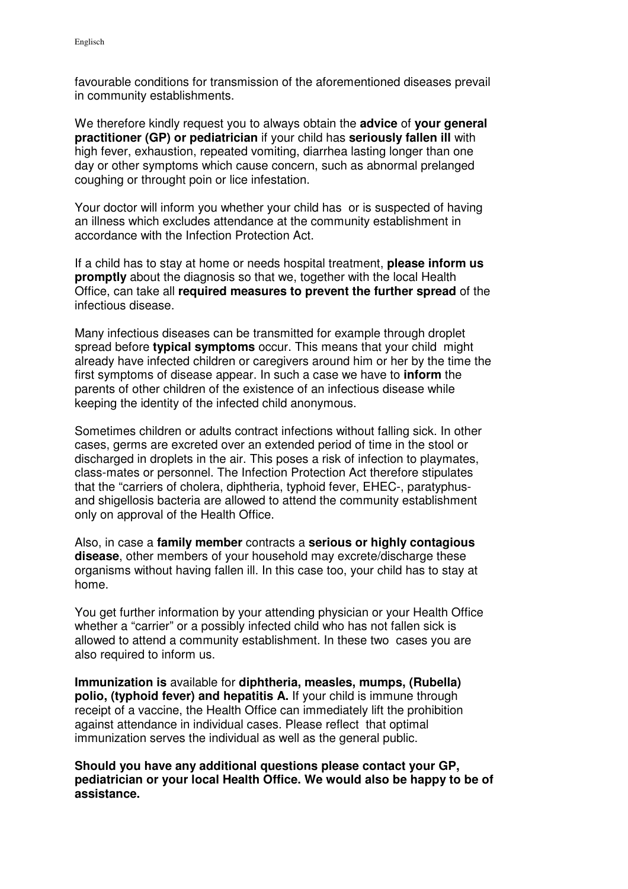favourable conditions for transmission of the aforementioned diseases prevail in community establishments.

We therefore kindly request you to always obtain the **advice** of **your general practitioner (GP) or pediatrician** if your child has **seriously fallen ill** with high fever, exhaustion, repeated vomiting, diarrhea lasting longer than one day or other symptoms which cause concern, such as abnormal prelanged coughing or throught poin or lice infestation.

Your doctor will inform you whether your child has or is suspected of having an illness which excludes attendance at the community establishment in accordance with the Infection Protection Act.

If a child has to stay at home or needs hospital treatment, **please inform us promptly** about the diagnosis so that we, together with the local Health Office, can take all **required measures to prevent the further spread** of the infectious disease.

Many infectious diseases can be transmitted for example through droplet spread before **typical symptoms** occur. This means that your child might already have infected children or caregivers around him or her by the time the first symptoms of disease appear. In such a case we have to **inform** the parents of other children of the existence of an infectious disease while keeping the identity of the infected child anonymous.

Sometimes children or adults contract infections without falling sick. In other cases, germs are excreted over an extended period of time in the stool or discharged in droplets in the air. This poses a risk of infection to playmates, class-mates or personnel. The Infection Protection Act therefore stipulates that the "carriers of cholera, diphtheria, typhoid fever, EHEC-, paratyphus- and shigellosis bacteria are allowed to attend the community establishment only on approval of the Health Office.

Also, in case a **family member** contracts a **serious or highly contagious disease**, other members of your household may excrete/discharge these organisms without having fallen ill. In this case too, your child has to stay at home.

You get further information by your attending physician or your Health Office whether a "carrier" or a possibly infected child who has not fallen sick is allowed to attend a community establishment. In these two cases you are also required to inform us.

**Immunization is** available for **diphtheria, measles, mumps, (Rubella) polio, (typhoid fever) and hepatitis A.** If your child is immune through receipt of a vaccine, the Health Office can immediately lift the prohibition against attendance in individual cases. Please reflect that optimal immunization serves the individual as well as the general public.

**Should you have any additional questions please contact your GP, pediatrician or your local Health Office. We would also be happy to be of assistance.**